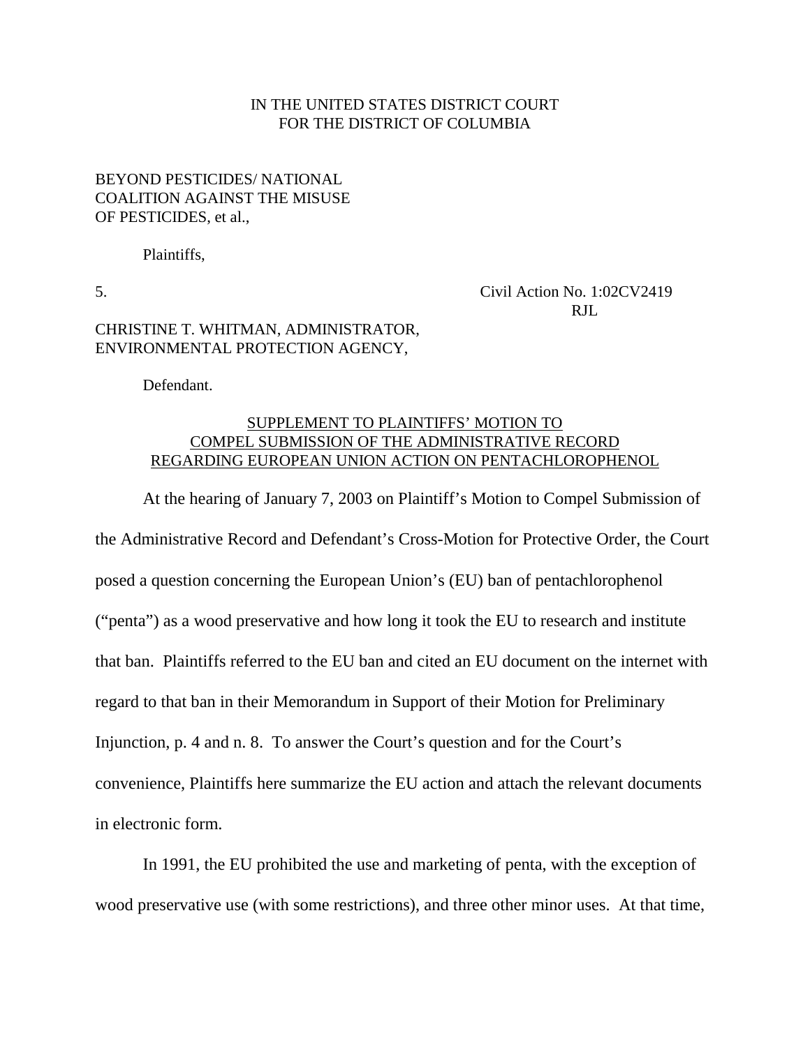IN THE UNITED STATES DISTRICT COURT
FOR THE DISTRICT OF COLUMBIA

BEYOND PESTICIDES/ NATIONAL
COALITION AGAINST THE MISUSE
OF PESTICIDES, et al.,

Plaintiffs,

5. Civil Action No. 1:02CV2419
RJL

CHRISTINE T. WHITMAN, ADMINISTRATOR,
ENVIRONMENTAL PROTECTION AGENCY,

Defendant.

<u>SUPPLEMENT TO PLAINTIFFS' MOTION TO
COMPEL SUBMISSION OF THE ADMINISTRATIVE RECORD
REGARDING EUROPEAN UNION ACTION ON PENTACHLOROPHENOL</u>

At the hearing of January 7, 2003 on Plaintiff's Motion to Compel Submission of the Administrative Record and Defendant's Cross-Motion for Protective Order, the Court posed a question concerning the European Union's (EU) ban of pentachlorophenol ("penta") as a wood preservative and how long it took the EU to research and institute that ban. Plaintiffs referred to the EU ban and cited an EU document on the internet with regard to that ban in their Memorandum in Support of their Motion for Preliminary Injunction, p. 4 and n. 8. To answer the Court's question and for the Court's convenience, Plaintiffs here summarize the EU action and attach the relevant documents in electronic form.

In 1991, the EU prohibited the use and marketing of penta, with the exception of wood preservative use (with some restrictions), and three other minor uses. At that time,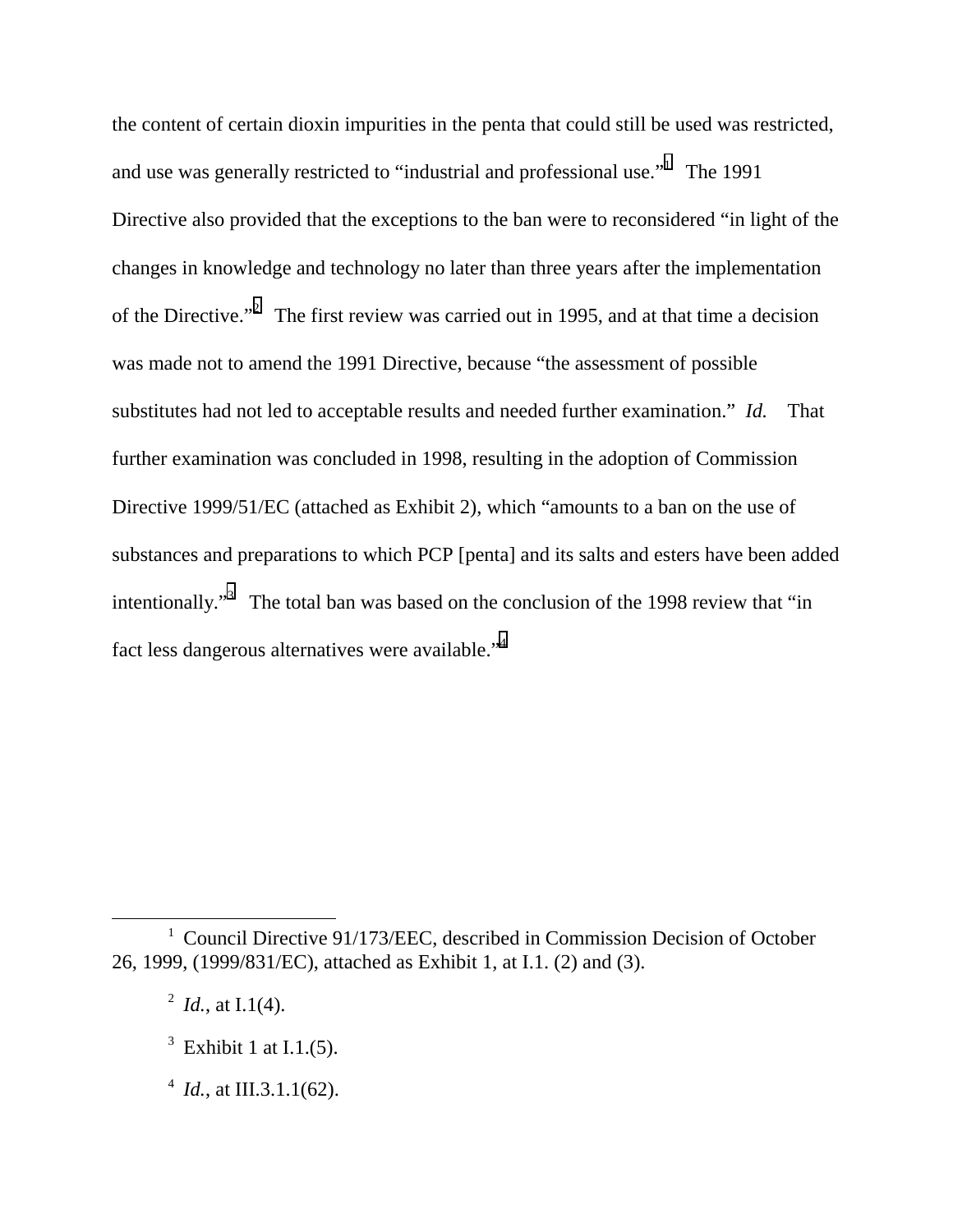the content of certain dioxin impurities in the penta that could still be used was restricted, and use was generally restricted to "industrial and professional use."[1] The 1991 Directive also provided that the exceptions to the ban were to reconsidered "in light of the changes in knowledge and technology no later than three years after the implementation of the Directive."[2] The first review was carried out in 1995, and at that time a decision was made not to amend the 1991 Directive, because "the assessment of possible substitutes had not led to acceptable results and needed further examination." *Id.* That further examination was concluded in 1998, resulting in the adoption of Commission Directive 1999/51/EC (attached as Exhibit 2), which "amounts to a ban on the use of substances and preparations to which PCP [penta] and its salts and esters have been added intentionally."[3] The total ban was based on the conclusion of the 1998 review that "in fact less dangerous alternatives were available."[4]

---

[1] Council Directive 91/173/EEC, described in Commission Decision of October 26, 1999, (1999/831/EC), attached as Exhibit 1, at I.1. (2) and (3).

[2] *Id.*, at I.1(4).

[3] Exhibit 1 at I.1.(5).

[4] *Id.*, at III.3.1.1(62).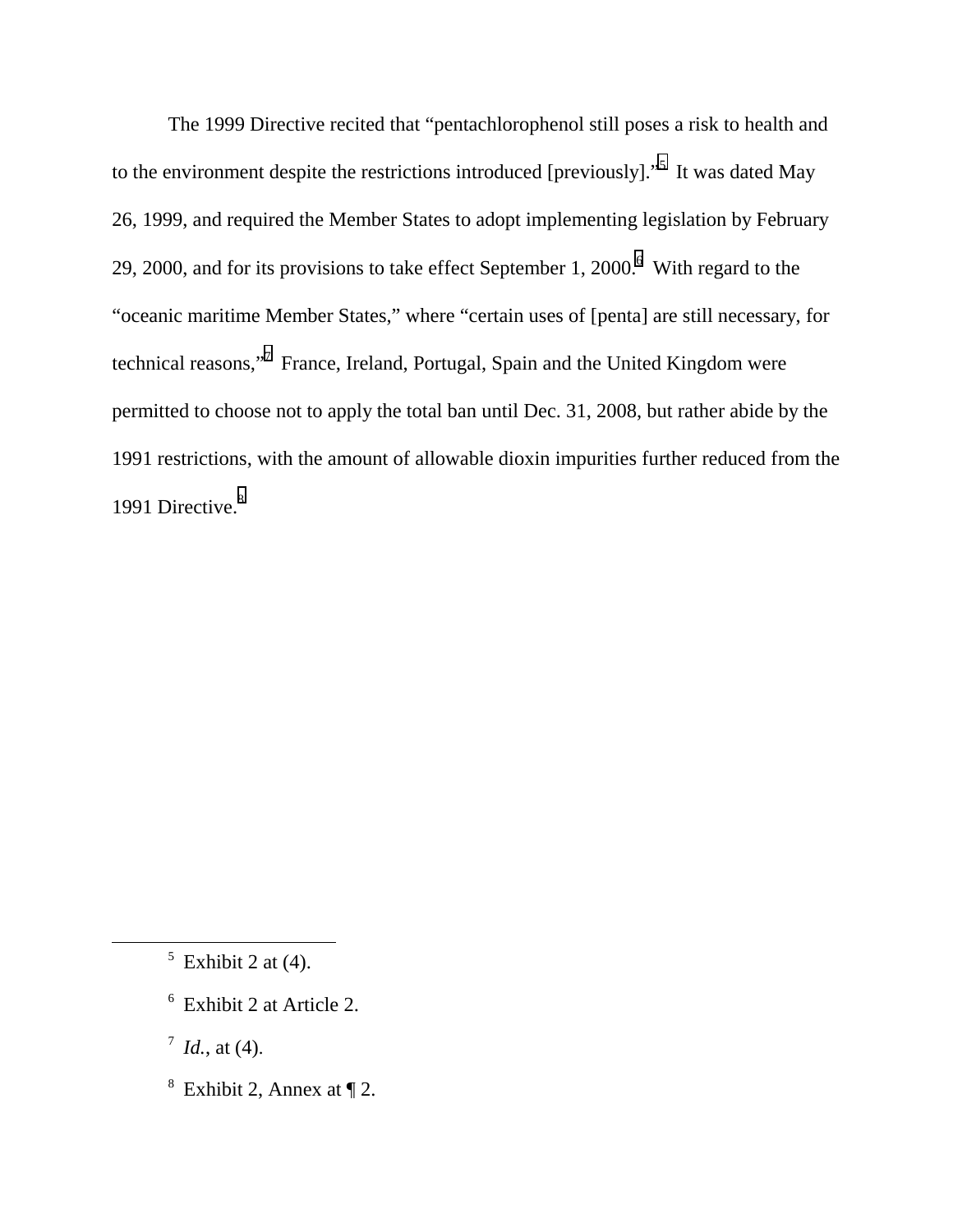The 1999 Directive recited that “pentachlorophenol still poses a risk to health and to the environment despite the restrictions introduced [previously].”[5] It was dated May 26, 1999, and required the Member States to adopt implementing legislation by February 29, 2000, and for its provisions to take effect September 1, 2000.[6] With regard to the “oceanic maritime Member States,” where “certain uses of [penta] are still necessary, for technical reasons,”[7] France, Ireland, Portugal, Spain and the United Kingdom were permitted to choose not to apply the total ban until Dec. 31, 2008, but rather abide by the 1991 restrictions, with the amount of allowable dioxin impurities further reduced from the 1991 Directive.[8]

---

[5] Exhibit 2 at (4).

[6] Exhibit 2 at Article 2.

[7] *Id.*, at (4).

[8] Exhibit 2, Annex at ¶ 2.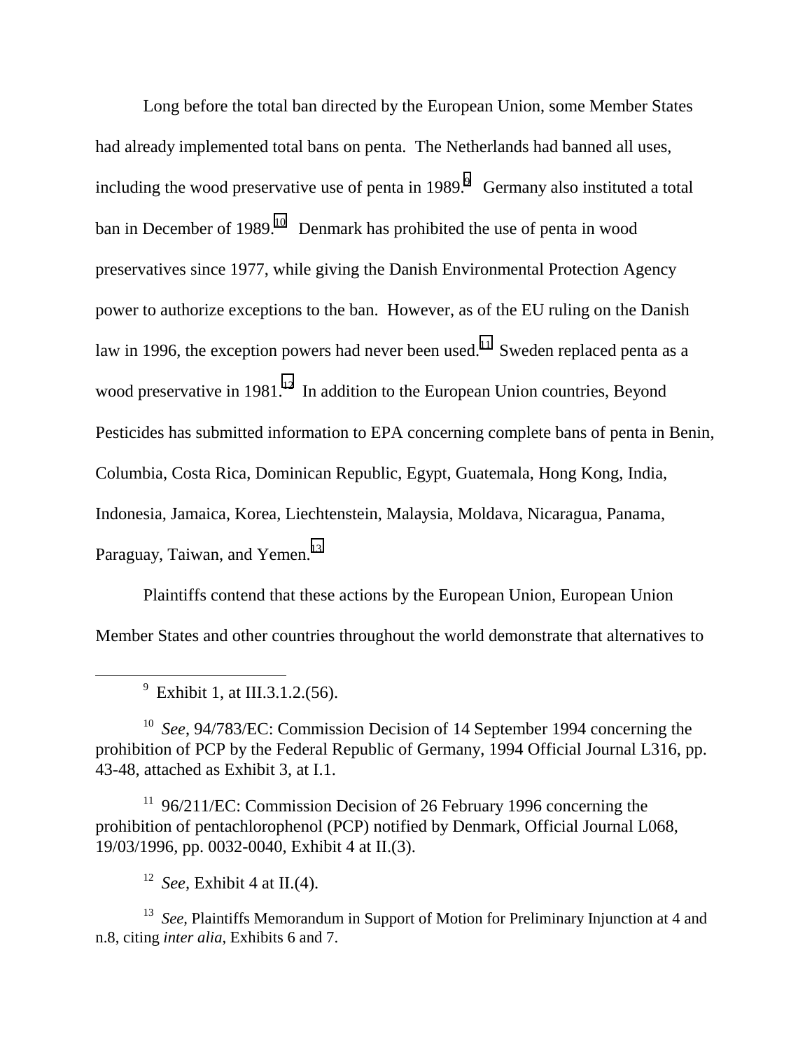Long before the total ban directed by the European Union, some Member States had already implemented total bans on penta. The Netherlands had banned all uses, including the wood preservative use of penta in 1989.[9] Germany also instituted a total ban in December of 1989.[10] Denmark has prohibited the use of penta in wood preservatives since 1977, while giving the Danish Environmental Protection Agency power to authorize exceptions to the ban. However, as of the EU ruling on the Danish law in 1996, the exception powers had never been used.[11] Sweden replaced penta as a wood preservative in 1981.[12] In addition to the European Union countries, Beyond Pesticides has submitted information to EPA concerning complete bans of penta in Benin, Columbia, Costa Rica, Dominican Republic, Egypt, Guatemala, Hong Kong, India, Indonesia, Jamaica, Korea, Liechtenstein, Malaysia, Moldava, Nicaragua, Panama, Paraguay, Taiwan, and Yemen.[13]

Plaintiffs contend that these actions by the European Union, European Union Member States and other countries throughout the world demonstrate that alternatives to

---

[9] Exhibit 1, at III.3.1.2.(56).

[10] *See*, 94/783/EC: Commission Decision of 14 September 1994 concerning the prohibition of PCP by the Federal Republic of Germany, 1994 Official Journal L316, pp. 43-48, attached as Exhibit 3, at I.1.

[11] 96/211/EC: Commission Decision of 26 February 1996 concerning the prohibition of pentachlorophenol (PCP) notified by Denmark, Official Journal L068, 19/03/1996, pp. 0032-0040, Exhibit 4 at II.(3).

[12] *See*, Exhibit 4 at II.(4).

[13] *See,* Plaintiffs Memorandum in Support of Motion for Preliminary Injunction at 4 and n.8, citing *inter alia*, Exhibits 6 and 7.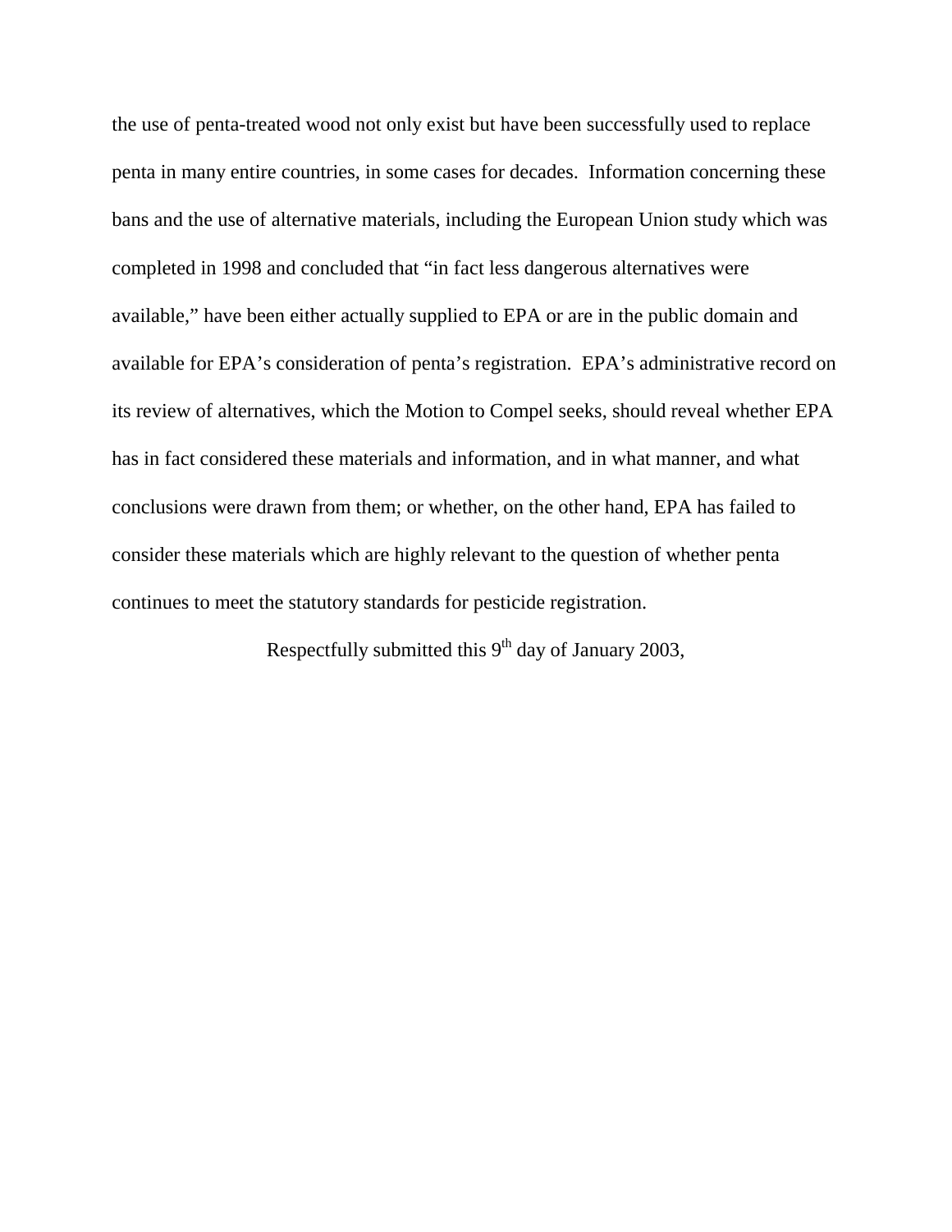the use of penta-treated wood not only exist but have been successfully used to replace penta in many entire countries, in some cases for decades. Information concerning these bans and the use of alternative materials, including the European Union study which was completed in 1998 and concluded that "in fact less dangerous alternatives were available," have been either actually supplied to EPA or are in the public domain and available for EPA's consideration of penta's registration. EPA's administrative record on its review of alternatives, which the Motion to Compel seeks, should reveal whether EPA has in fact considered these materials and information, and in what manner, and what conclusions were drawn from them; or whether, on the other hand, EPA has failed to consider these materials which are highly relevant to the question of whether penta continues to meet the statutory standards for pesticide registration.

Respectfully submitted this 9th day of January 2003,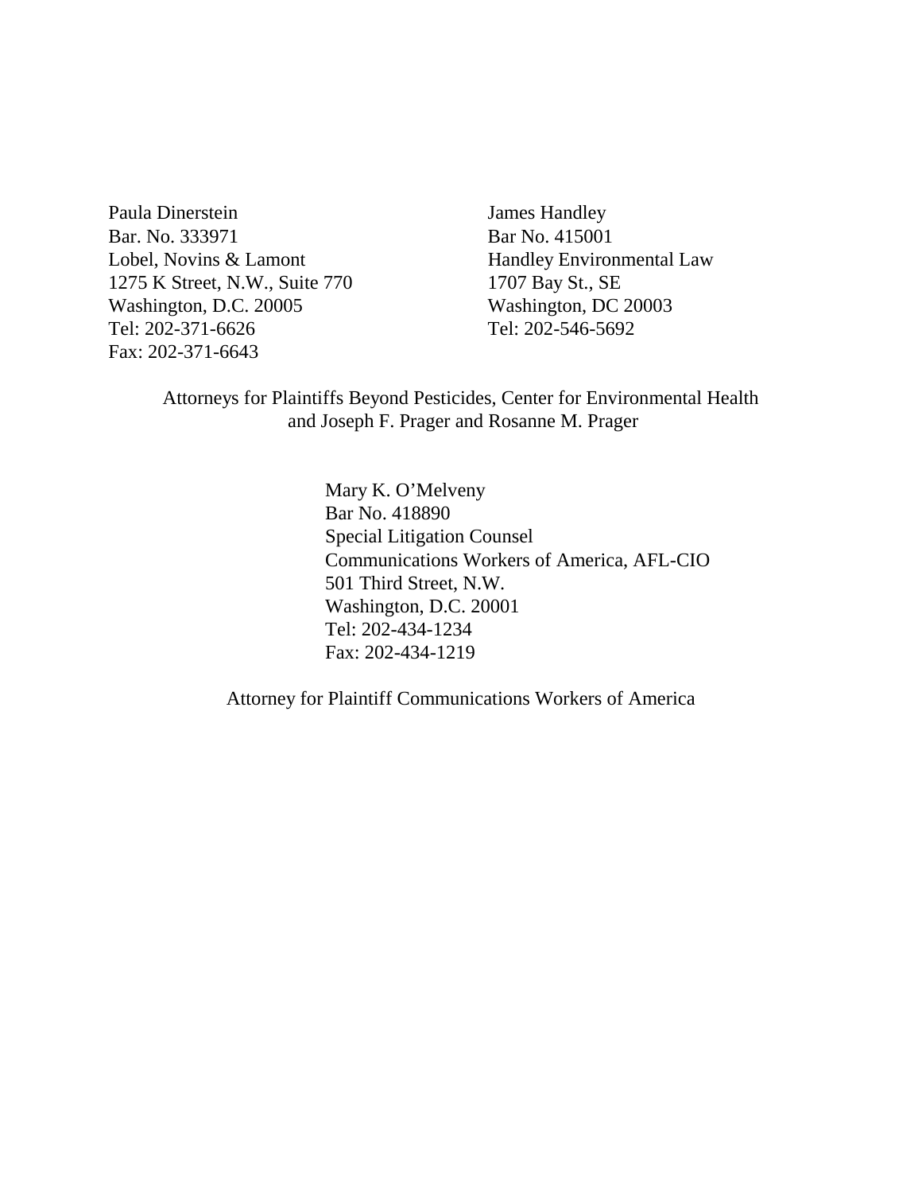Paula Dinerstein
Bar. No. 333971
Lobel, Novins & Lamont
1275 K Street, N.W., Suite 770
Washington, D.C. 20005
Tel: 202-371-6626
Fax: 202-371-6643

James Handley
Bar No. 415001
Handley Environmental Law
1707 Bay St., SE
Washington, DC 20003
Tel: 202-546-5692

Attorneys for Plaintiffs Beyond Pesticides, Center for Environmental Health and Joseph F. Prager and Rosanne M. Prager

Mary K. O'Melveny
Bar No. 418890
Special Litigation Counsel
Communications Workers of America, AFL-CIO
501 Third Street, N.W.
Washington, D.C. 20001
Tel: 202-434-1234
Fax: 202-434-1219

Attorney for Plaintiff Communications Workers of America